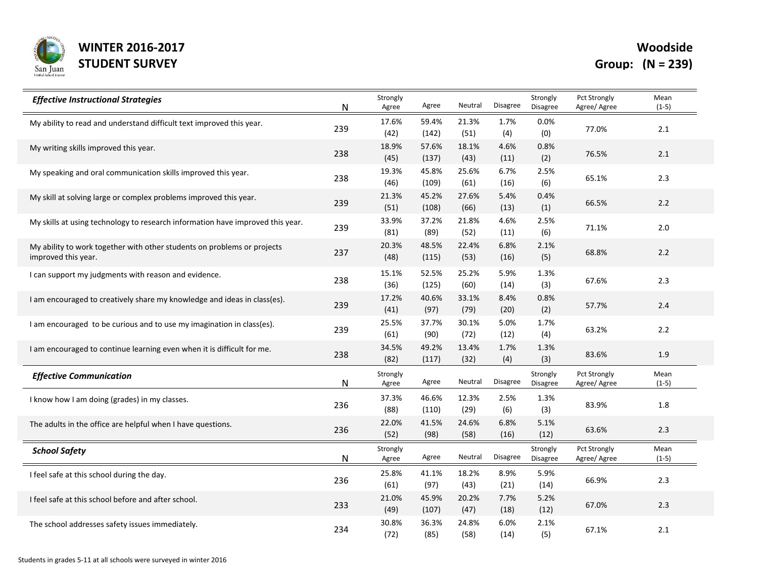# WINTER 2016-2017 STUDENT SURVEY

**Woodside**
**Group: (N = 239)**

| *Effective Instructional Strategies* | N | Strongly Agree | Agree | Neutral | Disagree | Strongly Disagree | Pct Strongly Agree/ Agree | Mean (1-5) |
|---|---|---|---|---|---|---|---|---|
| My ability to read and understand difficult text improved this year. | 239 | 17.6% (42) | 59.4% (142) | 21.3% (51) | 1.7% (4) | 0.0% (0) | 77.0% | 2.1 |
| My writing skills improved this year. | 238 | 18.9% (45) | 57.6% (137) | 18.1% (43) | 4.6% (11) | 0.8% (2) | 76.5% | 2.1 |
| My speaking and oral communication skills improved this year. | 238 | 19.3% (46) | 45.8% (109) | 25.6% (61) | 6.7% (16) | 2.5% (6) | 65.1% | 2.3 |
| My skill at solving large or complex problems improved this year. | 239 | 21.3% (51) | 45.2% (108) | 27.6% (66) | 5.4% (13) | 0.4% (1) | 66.5% | 2.2 |
| My skills at using technology to research information have improved this year. | 239 | 33.9% (81) | 37.2% (89) | 21.8% (52) | 4.6% (11) | 2.5% (6) | 71.1% | 2.0 |
| My ability to work together with other students on problems or projects improved this year. | 237 | 20.3% (48) | 48.5% (115) | 22.4% (53) | 6.8% (16) | 2.1% (5) | 68.8% | 2.2 |
| I can support my judgments with reason and evidence. | 238 | 15.1% (36) | 52.5% (125) | 25.2% (60) | 5.9% (14) | 1.3% (3) | 67.6% | 2.3 |
| I am encouraged to creatively share my knowledge and ideas in class(es). | 239 | 17.2% (41) | 40.6% (97) | 33.1% (79) | 8.4% (20) | 0.8% (2) | 57.7% | 2.4 |
| I am encouraged to be curious and to use my imagination in class(es). | 239 | 25.5% (61) | 37.7% (90) | 30.1% (72) | 5.0% (12) | 1.7% (4) | 63.2% | 2.2 |
| I am encouraged to continue learning even when it is difficult for me. | 238 | 34.5% (82) | 49.2% (117) | 13.4% (32) | 1.7% (4) | 1.3% (3) | 83.6% | 1.9 |

| *Effective Communication* | N | Strongly Agree | Agree | Neutral | Disagree | Strongly Disagree | Pct Strongly Agree/ Agree | Mean (1-5) |
|---|---|---|---|---|---|---|---|---|
| I know how I am doing (grades) in my classes. | 236 | 37.3% (88) | 46.6% (110) | 12.3% (29) | 2.5% (6) | 1.3% (3) | 83.9% | 1.8 |
| The adults in the office are helpful when I have questions. | 236 | 22.0% (52) | 41.5% (98) | 24.6% (58) | 6.8% (16) | 5.1% (12) | 63.6% | 2.3 |

| *School Safety* | N | Strongly Agree | Agree | Neutral | Disagree | Strongly Disagree | Pct Strongly Agree/ Agree | Mean (1-5) |
|---|---|---|---|---|---|---|---|---|
| I feel safe at this school during the day. | 236 | 25.8% (61) | 41.1% (97) | 18.2% (43) | 8.9% (21) | 5.9% (14) | 66.9% | 2.3 |
| I feel safe at this school before and after school. | 233 | 21.0% (49) | 45.9% (107) | 20.2% (47) | 7.7% (18) | 5.2% (12) | 67.0% | 2.3 |
| The school addresses safety issues immediately. | 234 | 30.8% (72) | 36.3% (85) | 24.8% (58) | 6.0% (14) | 2.1% (5) | 67.1% | 2.1 |

Students in grades 5-11 at all schools were surveyed in winter 2016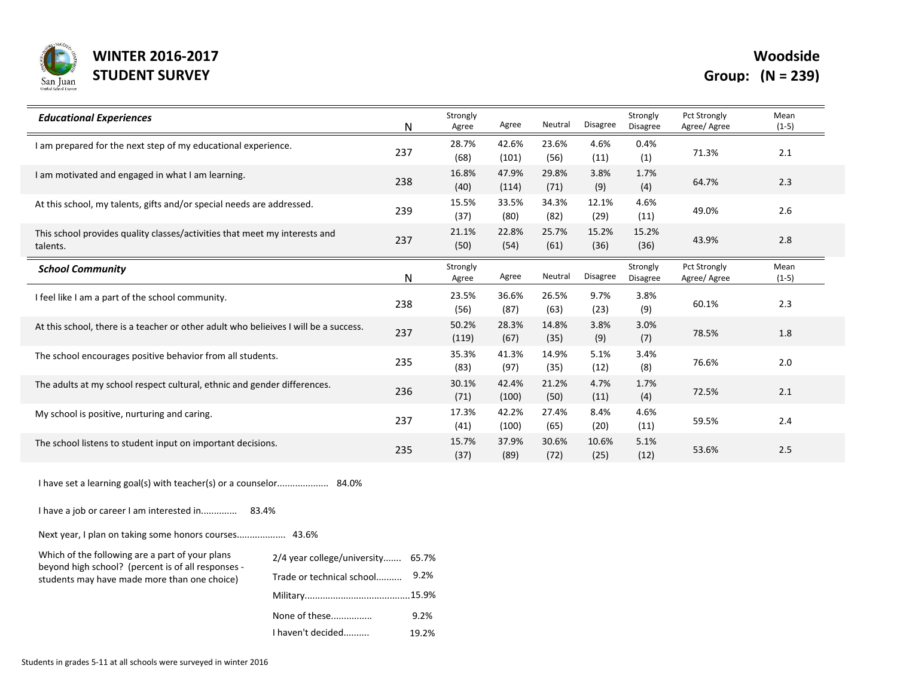# WINTER 2016-2017 STUDENT SURVEY

**Woodside**
**Group: (N = 239)**

| *Educational Experiences* | N | Strongly Agree | Agree | Neutral | Disagree | Strongly Disagree | Pct Strongly Agree/ Agree | Mean (1-5) |
|---|---|---|---|---|---|---|---|---|
| I am prepared for the next step of my educational experience. | 237 | 28.7% (68) | 42.6% (101) | 23.6% (56) | 4.6% (11) | 0.4% (1) | 71.3% | 2.1 |
| I am motivated and engaged in what I am learning. | 238 | 16.8% (40) | 47.9% (114) | 29.8% (71) | 3.8% (9) | 1.7% (4) | 64.7% | 2.3 |
| At this school, my talents, gifts and/or special needs are addressed. | 239 | 15.5% (37) | 33.5% (80) | 34.3% (82) | 12.1% (29) | 4.6% (11) | 49.0% | 2.6 |
| This school provides quality classes/activities that meet my interests and talents. | 237 | 21.1% (50) | 22.8% (54) | 25.7% (61) | 15.2% (36) | 15.2% (36) | 43.9% | 2.8 |

| *School Community* | N | Strongly Agree | Agree | Neutral | Disagree | Strongly Disagree | Pct Strongly Agree/ Agree | Mean (1-5) |
|---|---|---|---|---|---|---|---|---|
| I feel like I am a part of the school community. | 238 | 23.5% (56) | 36.6% (87) | 26.5% (63) | 9.7% (23) | 3.8% (9) | 60.1% | 2.3 |
| At this school, there is a teacher or other adult who belieives I will be a success. | 237 | 50.2% (119) | 28.3% (67) | 14.8% (35) | 3.8% (9) | 3.0% (7) | 78.5% | 1.8 |
| The school encourages positive behavior from all students. | 235 | 35.3% (83) | 41.3% (97) | 14.9% (35) | 5.1% (12) | 3.4% (8) | 76.6% | 2.0 |
| The adults at my school respect cultural, ethnic and gender differences. | 236 | 30.1% (71) | 42.4% (100) | 21.2% (50) | 4.7% (11) | 1.7% (4) | 72.5% | 2.1 |
| My school is positive, nurturing and caring. | 237 | 17.3% (41) | 42.2% (100) | 27.4% (65) | 8.4% (20) | 4.6% (11) | 59.5% | 2.4 |
| The school listens to student input on important decisions. | 235 | 15.7% (37) | 37.9% (89) | 30.6% (72) | 10.6% (25) | 5.1% (12) | 53.6% | 2.5 |

I have set a learning goal(s) with teacher(s) or a counselor.................... 84.0%

I have a job or career I am interested in............. 83.4%

Next year, I plan on taking some honors courses.................. 43.6%

Which of the following are a part of your plans beyond high school? (percent is of all responses - students may have made more than one choice)

- 2/4 year college/university....... 65.7%
- Trade or technical school.......... 9.2%
- Military.........................................15.9%
- None of these................ 9.2%
- I haven't decided.......... 19.2%

Students in grades 5-11 at all schools were surveyed in winter 2016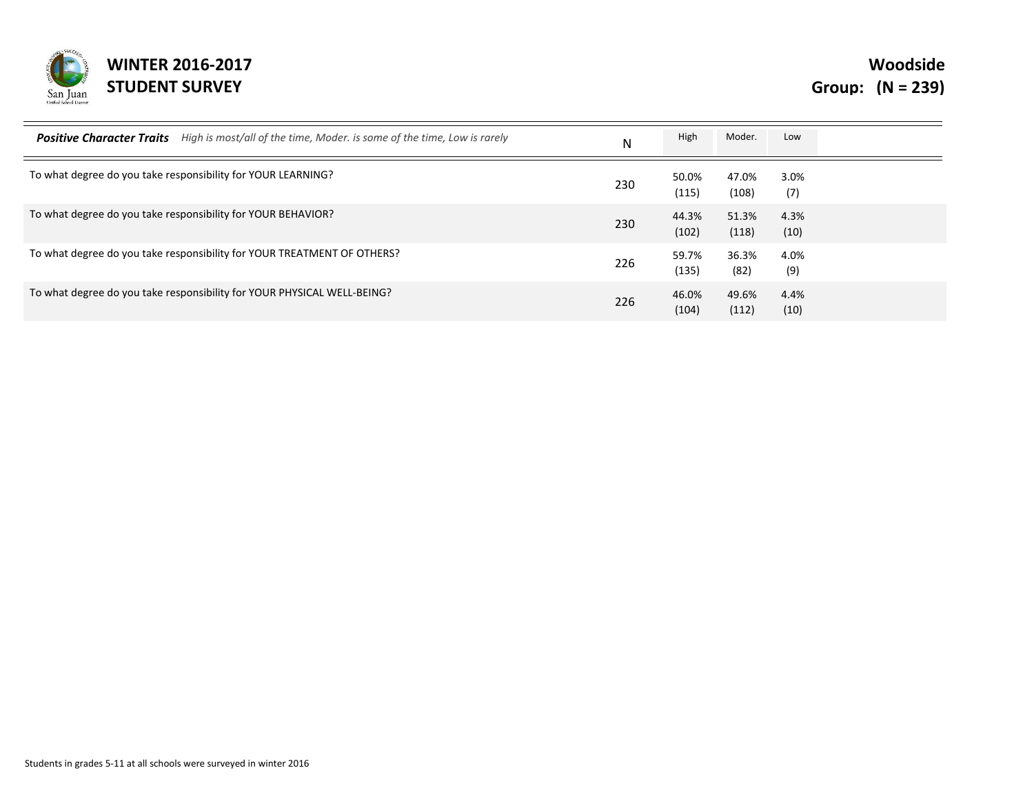# WINTER 2016-2017
# STUDENT SURVEY

**Woodside**
**Group: (N = 239)**

| ***Positive Character Traits*** *High is most/all of the time, Moder. is some of the time, Low is rarely* | N | High | Moder. | Low |
|---|---|---|---|---|
| To what degree do you take responsibility for YOUR LEARNING? | 230 | 50.0% (115) | 47.0% (108) | 3.0% (7) |
| To what degree do you take responsibility for YOUR BEHAVIOR? | 230 | 44.3% (102) | 51.3% (118) | 4.3% (10) |
| To what degree do you take responsibility for YOUR TREATMENT OF OTHERS? | 226 | 59.7% (135) | 36.3% (82) | 4.0% (9) |
| To what degree do you take responsibility for YOUR PHYSICAL WELL-BEING? | 226 | 46.0% (104) | 49.6% (112) | 4.4% (10) |

Students in grades 5-11 at all schools were surveyed in winter 2016